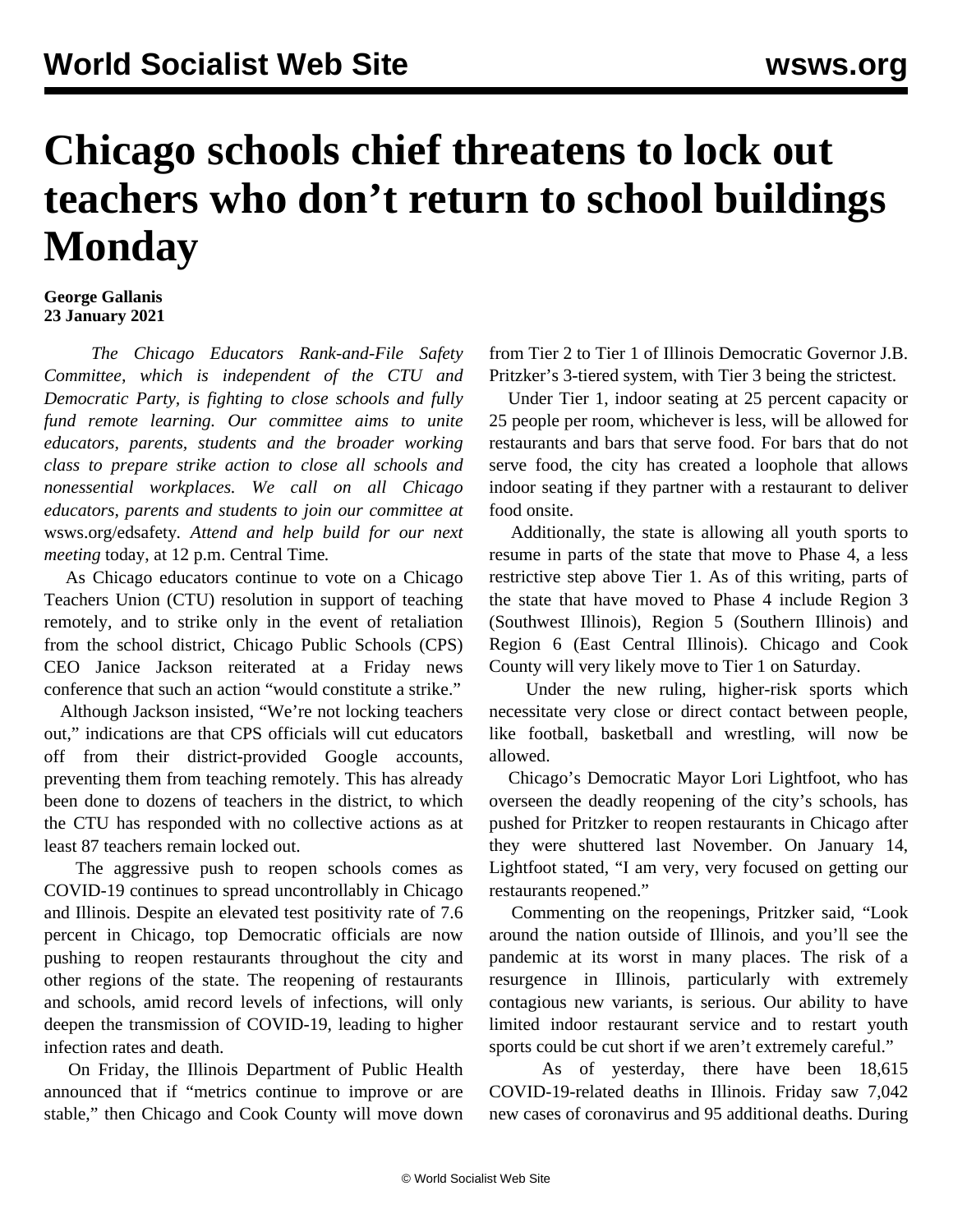# Chicago schools chief threatens to lock out teachers who don't return to school buildings Monday

**George Gallanis**
**23 January 2021**

*The Chicago Educators Rank-and-File Safety Committee, which is independent of the CTU and Democratic Party, is fighting to close schools and fully fund remote learning. Our committee aims to unite educators, parents, students and the broader working class to prepare strike action to close all schools and nonessential workplaces. We call on all Chicago educators, parents and students to join our committee at* wsws.org/edsafety. *Attend and help build for our next meeting* today, at 12 p.m. Central Time*.*

As Chicago educators continue to vote on a Chicago Teachers Union (CTU) resolution in support of teaching remotely, and to strike only in the event of retaliation from the school district, Chicago Public Schools (CPS) CEO Janice Jackson reiterated at a Friday news conference that such an action "would constitute a strike."

Although Jackson insisted, "We're not locking teachers out," indications are that CPS officials will cut educators off from their district-provided Google accounts, preventing them from teaching remotely. This has already been done to dozens of teachers in the district, to which the CTU has responded with no collective actions as at least 87 teachers remain locked out.

The aggressive push to reopen schools comes as COVID-19 continues to spread uncontrollably in Chicago and Illinois. Despite an elevated test positivity rate of 7.6 percent in Chicago, top Democratic officials are now pushing to reopen restaurants throughout the city and other regions of the state. The reopening of restaurants and schools, amid record levels of infections, will only deepen the transmission of COVID-19, leading to higher infection rates and death.

On Friday, the Illinois Department of Public Health announced that if "metrics continue to improve or are stable," then Chicago and Cook County will move down from Tier 2 to Tier 1 of Illinois Democratic Governor J.B. Pritzker's 3-tiered system, with Tier 3 being the strictest.

Under Tier 1, indoor seating at 25 percent capacity or 25 people per room, whichever is less, will be allowed for restaurants and bars that serve food. For bars that do not serve food, the city has created a loophole that allows indoor seating if they partner with a restaurant to deliver food onsite.

Additionally, the state is allowing all youth sports to resume in parts of the state that move to Phase 4, a less restrictive step above Tier 1. As of this writing, parts of the state that have moved to Phase 4 include Region 3 (Southwest Illinois), Region 5 (Southern Illinois) and Region 6 (East Central Illinois). Chicago and Cook County will very likely move to Tier 1 on Saturday.

Under the new ruling, higher-risk sports which necessitate very close or direct contact between people, like football, basketball and wrestling, will now be allowed.

Chicago's Democratic Mayor Lori Lightfoot, who has overseen the deadly reopening of the city's schools, has pushed for Pritzker to reopen restaurants in Chicago after they were shuttered last November. On January 14, Lightfoot stated, "I am very, very focused on getting our restaurants reopened."

Commenting on the reopenings, Pritzker said, "Look around the nation outside of Illinois, and you'll see the pandemic at its worst in many places. The risk of a resurgence in Illinois, particularly with extremely contagious new variants, is serious. Our ability to have limited indoor restaurant service and to restart youth sports could be cut short if we aren't extremely careful."

As of yesterday, there have been 18,615 COVID-19-related deaths in Illinois. Friday saw 7,042 new cases of coronavirus and 95 additional deaths. During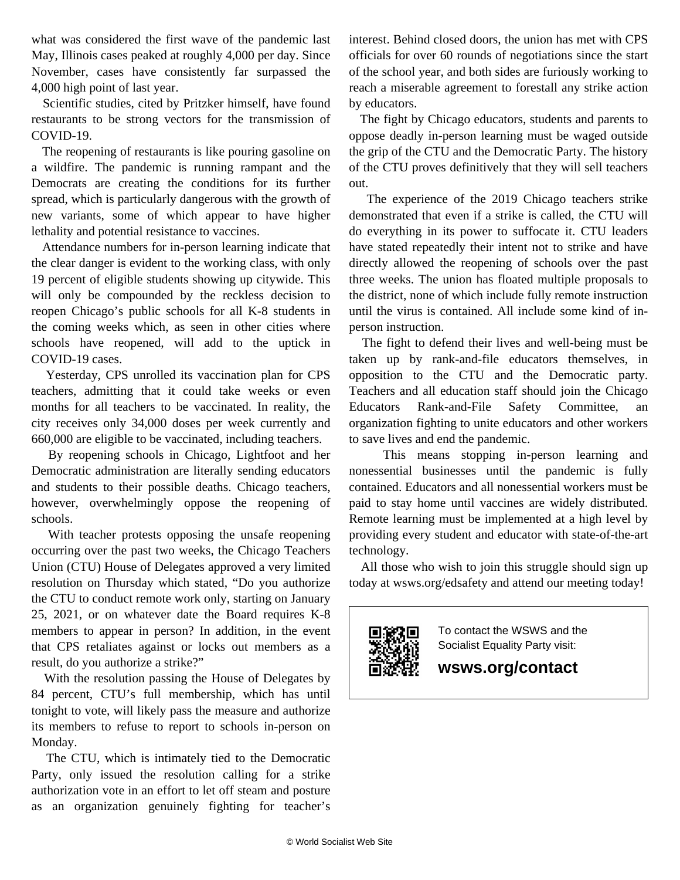what was considered the first wave of the pandemic last May, Illinois cases peaked at roughly 4,000 per day. Since November, cases have consistently far surpassed the 4,000 high point of last year.

Scientific studies, cited by Pritzker himself, have found restaurants to be strong vectors for the transmission of COVID-19.

The reopening of restaurants is like pouring gasoline on a wildfire. The pandemic is running rampant and the Democrats are creating the conditions for its further spread, which is particularly dangerous with the growth of new variants, some of which appear to have higher lethality and potential resistance to vaccines.

Attendance numbers for in-person learning indicate that the clear danger is evident to the working class, with only 19 percent of eligible students showing up citywide. This will only be compounded by the reckless decision to reopen Chicago's public schools for all K-8 students in the coming weeks which, as seen in other cities where schools have reopened, will add to the uptick in COVID-19 cases.

Yesterday, CPS unrolled its vaccination plan for CPS teachers, admitting that it could take weeks or even months for all teachers to be vaccinated. In reality, the city receives only 34,000 doses per week currently and 660,000 are eligible to be vaccinated, including teachers.

By reopening schools in Chicago, Lightfoot and her Democratic administration are literally sending educators and students to their possible deaths. Chicago teachers, however, overwhelmingly oppose the reopening of schools.

With teacher protests opposing the unsafe reopening occurring over the past two weeks, the Chicago Teachers Union (CTU) House of Delegates approved a very limited resolution on Thursday which stated, "Do you authorize the CTU to conduct remote work only, starting on January 25, 2021, or on whatever date the Board requires K-8 members to appear in person? In addition, in the event that CPS retaliates against or locks out members as a result, do you authorize a strike?"

With the resolution passing the House of Delegates by 84 percent, CTU's full membership, which has until tonight to vote, will likely pass the measure and authorize its members to refuse to report to schools in-person on Monday.

The CTU, which is intimately tied to the Democratic Party, only issued the resolution calling for a strike authorization vote in an effort to let off steam and posture as an organization genuinely fighting for teacher's interest. Behind closed doors, the union has met with CPS officials for over 60 rounds of negotiations since the start of the school year, and both sides are furiously working to reach a miserable agreement to forestall any strike action by educators.

The fight by Chicago educators, students and parents to oppose deadly in-person learning must be waged outside the grip of the CTU and the Democratic Party. The history of the CTU proves definitively that they will sell teachers out.

The experience of the 2019 Chicago teachers strike demonstrated that even if a strike is called, the CTU will do everything in its power to suffocate it. CTU leaders have stated repeatedly their intent not to strike and have directly allowed the reopening of schools over the past three weeks. The union has floated multiple proposals to the district, none of which include fully remote instruction until the virus is contained. All include some kind of in-person instruction.

The fight to defend their lives and well-being must be taken up by rank-and-file educators themselves, in opposition to the CTU and the Democratic party. Teachers and all education staff should join the Chicago Educators Rank-and-File Safety Committee, an organization fighting to unite educators and other workers to save lives and end the pandemic.

This means stopping in-person learning and nonessential businesses until the pandemic is fully contained. Educators and all nonessential workers must be paid to stay home until vaccines are widely distributed. Remote learning must be implemented at a high level by providing every student and educator with state-of-the-art technology.

All those who wish to join this struggle should sign up today at wsws.org/edsafety and attend our meeting today!

To contact the WSWS and the Socialist Equality Party visit:

**wsws.org/contact**